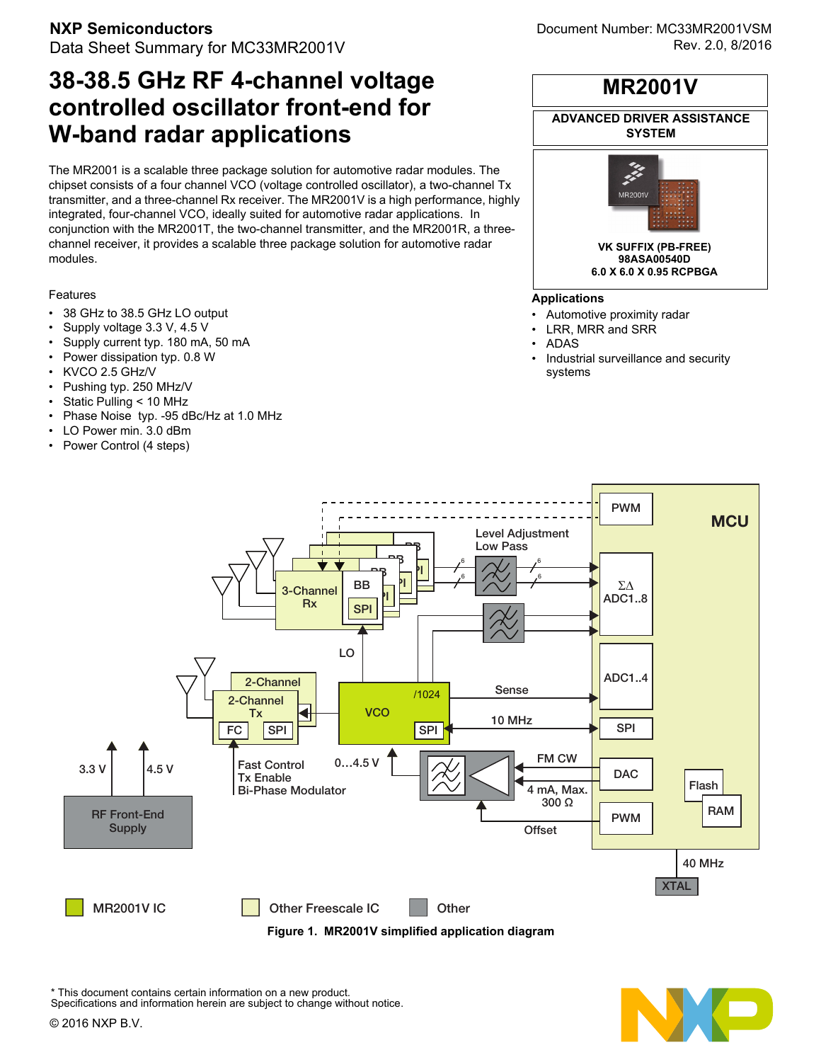**NXP Semiconductors**
Data Sheet Summary for MC33MR2001V

Document Number: MC33MR2001VSM
Rev. 2.0, 8/2016

# 38-38.5 GHz RF 4-channel voltage controlled oscillator front-end for W-band radar applications

**MR2001V**

**ADVANCED DRIVER ASSISTANCE SYSTEM**

**VK SUFFIX (PB-FREE)**
**98ASA00540D**
**6.0 X 6.0 X 0.95 RCPBGA**

The MR2001 is a scalable three package solution for automotive radar modules. The chipset consists of a four channel VCO (voltage controlled oscillator), a two-channel Tx transmitter, and a three-channel Rx receiver. The MR2001V is a high performance, highly integrated, four-channel VCO, ideally suited for automotive radar applications. In conjunction with the MR2001T, the two-channel transmitter, and the MR2001R, a three-channel receiver, it provides a scalable three package solution for automotive radar modules.

Features

- 38 GHz to 38.5 GHz LO output
- Supply voltage 3.3 V, 4.5 V
- Supply current typ. 180 mA, 50 mA
- Power dissipation typ. 0.8 W
- KVCO 2.5 GHz/V
- Pushing typ. 250 MHz/V
- Static Pulling < 10 MHz
- Phase Noise typ. -95 dBc/Hz at 1.0 MHz
- LO Power min. 3.0 dBm
- Power Control (4 steps)

**Applications**

- Automotive proximity radar
- LRR, MRR and SRR
- ADAS
- Industrial surveillance and security systems

**Figure 1. MR2001V simplified application diagram**

\* This document contains certain information on a new product.
Specifications and information herein are subject to change without notice.

© 2016 NXP B.V.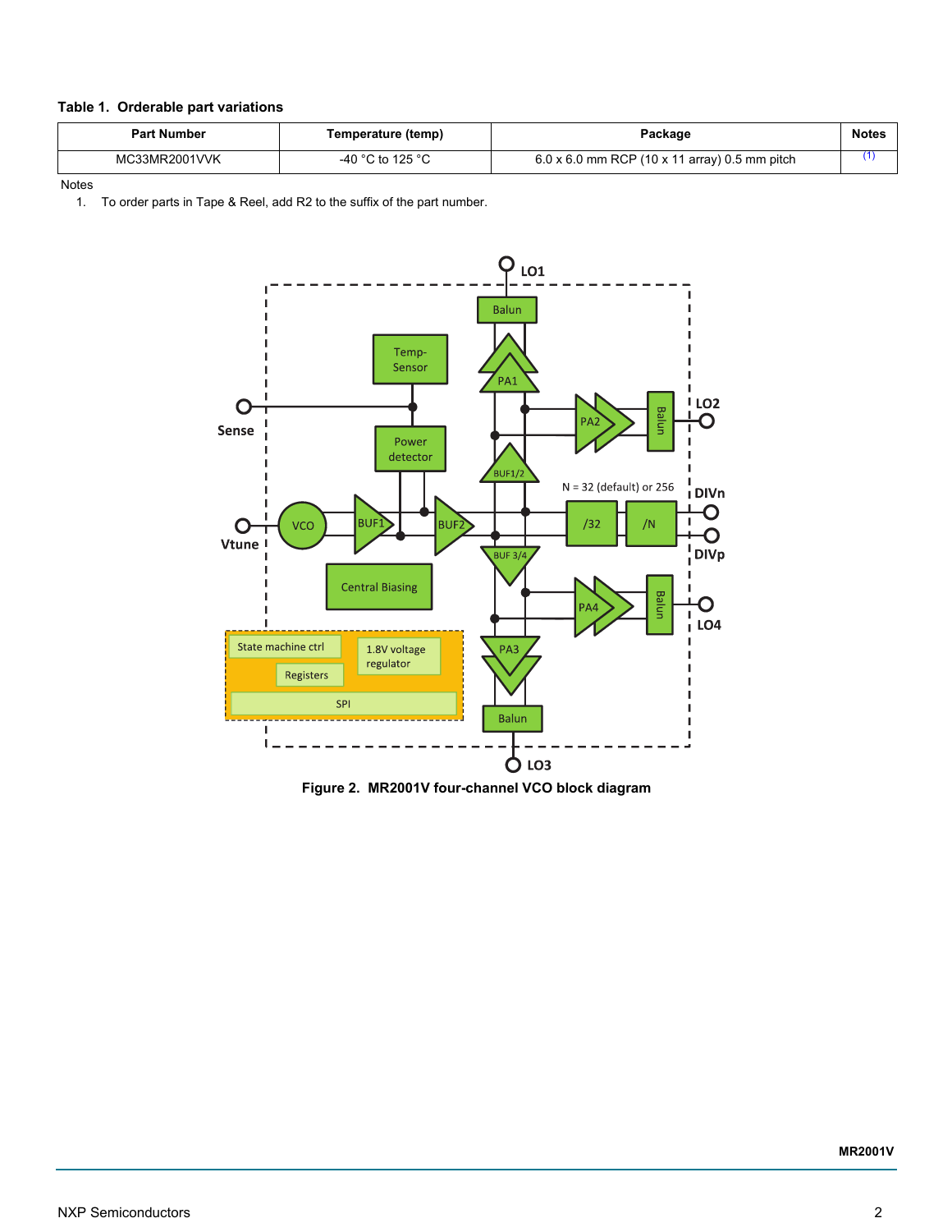**Table 1. Orderable part variations**

| Part Number | Temperature (temp) | Package | Notes |
|---|---|---|---|
| MC33MR2001VVK | -40 °C to 125 °C | 6.0 x 6.0 mm RCP (10 x 11 array) 0.5 mm pitch | (1) |

Notes

1. To order parts in Tape & Reel, add R2 to the suffix of the part number.

Figure 2. MR2001V four-channel VCO block diagram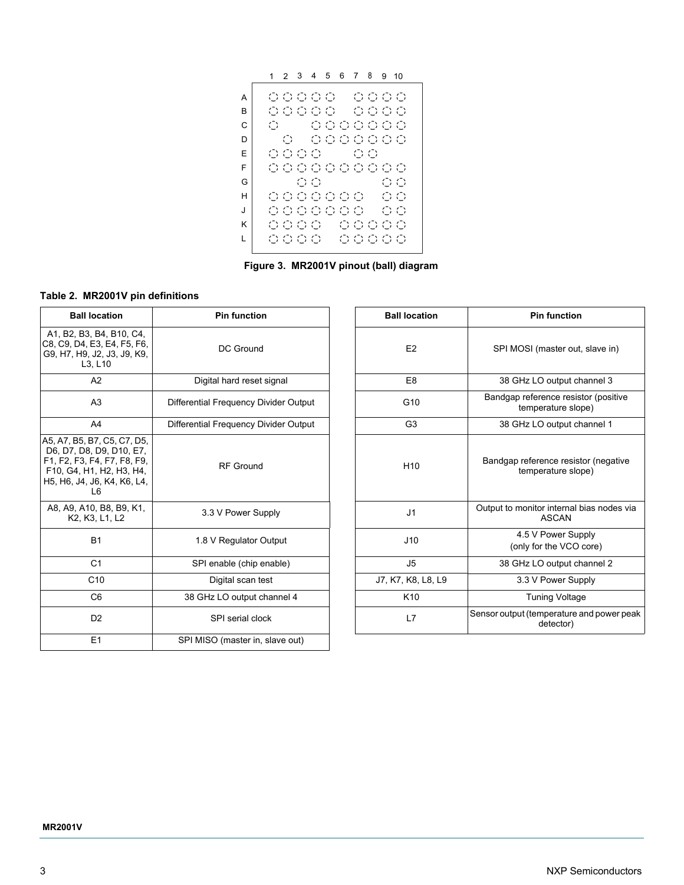Figure 3. MR2001V pinout (ball) diagram

**Table 2. MR2001V pin definitions**

| Ball location | Pin function |
|---|---|
| A1, B2, B3, B4, B10, C4, C8, C9, D4, E3, E4, F5, F6, G9, H7, H9, J2, J3, J9, K9, L3, L10 | DC Ground |
| A2 | Digital hard reset signal |
| A3 | Differential Frequency Divider Output |
| A4 | Differential Frequency Divider Output |
| A5, A7, B5, B7, C5, C7, D5, D6, D7, D8, D9, D10, E7, F1, F2, F3, F4, F7, F8, F9, F10, G4, H1, H2, H3, H4, H5, H6, J4, J6, K4, K6, L4, L6 | RF Ground |
| A8, A9, A10, B8, B9, K1, K2, K3, L1, L2 | 3.3 V Power Supply |
| B1 | 1.8 V Regulator Output |
| C1 | SPI enable (chip enable) |
| C10 | Digital scan test |
| C6 | 38 GHz LO output channel 4 |
| D2 | SPI serial clock |
| E1 | SPI MISO (master in, slave out) |
| E2 | SPI MOSI (master out, slave in) |
| E8 | 38 GHz LO output channel 3 |
| G10 | Bandgap reference resistor (positive temperature slope) |
| G3 | 38 GHz LO output channel 1 |
| H10 | Bandgap reference resistor (negative temperature slope) |
| J1 | Output to monitor internal bias nodes via ASCAN |
| J10 | 4.5 V Power Supply (only for the VCO core) |
| J5 | 38 GHz LO output channel 2 |
| J7, K7, K8, L8, L9 | 3.3 V Power Supply |
| K10 | Tuning Voltage |
| L7 | Sensor output (temperature and power peak detector) |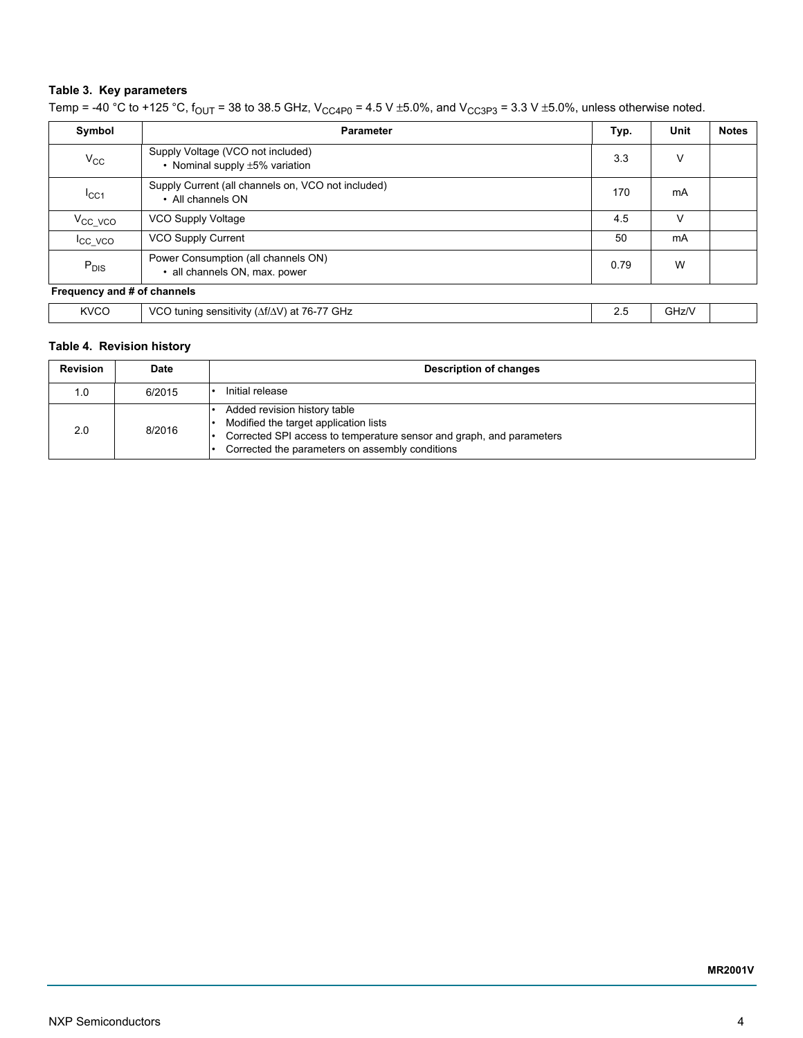**Table 3. Key parameters**

Temp = -40 °C to +125 °C, $f_{OUT}$ = 38 to 38.5 GHz, $V_{CC4P0}$ = 4.5 V ±5.0%, and $V_{CC3P3}$ = 3.3 V ±5.0%, unless otherwise noted.

| Symbol | Parameter | Typ. | Unit | Notes |
|---|---|---|---|---|
| $V_{CC}$ | Supply Voltage (VCO not included)<br>• Nominal supply ±5% variation | 3.3 | V | |
| $I_{CC1}$ | Supply Current (all channels on, VCO not included)<br>• All channels ON | 170 | mA | |
| $V_{CC\_VCO}$ | VCO Supply Voltage | 4.5 | V | |
| $I_{CC\_VCO}$ | VCO Supply Current | 50 | mA | |
| $P_{DIS}$ | Power Consumption (all channels ON)<br>• all channels ON, max. power | 0.79 | W | |
| **Frequency and # of channels** | | | | |
| KVCO | VCO tuning sensitivity (Δf/ΔV) at 76-77 GHz | 2.5 | GHz/V | |

**Table 4. Revision history**

| Revision | Date | Description of changes |
|---|---|---|
| 1.0 | 6/2015 | • Initial release |
| 2.0 | 8/2016 | • Added revision history table<br>• Modified the target application lists<br>• Corrected SPI access to temperature sensor and graph, and parameters<br>• Corrected the parameters on assembly conditions |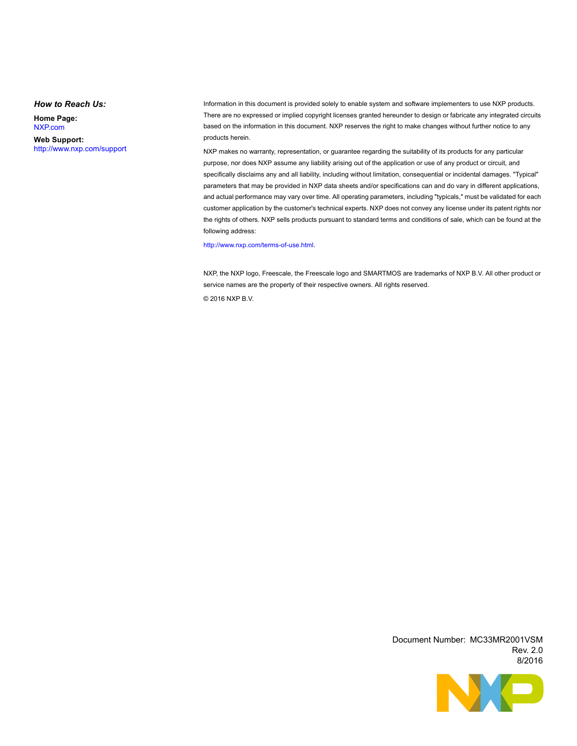***How to Reach Us:***

**Home Page:**
NXP.com

**Web Support:**
http://www.nxp.com/support

Information in this document is provided solely to enable system and software implementers to use NXP products. There are no expressed or implied copyright licenses granted hereunder to design or fabricate any integrated circuits based on the information in this document. NXP reserves the right to make changes without further notice to any products herein.

NXP makes no warranty, representation, or guarantee regarding the suitability of its products for any particular purpose, nor does NXP assume any liability arising out of the application or use of any product or circuit, and specifically disclaims any and all liability, including without limitation, consequential or incidental damages. "Typical" parameters that may be provided in NXP data sheets and/or specifications can and do vary in different applications, and actual performance may vary over time. All operating parameters, including "typicals," must be validated for each customer application by the customer's technical experts. NXP does not convey any license under its patent rights nor the rights of others. NXP sells products pursuant to standard terms and conditions of sale, which can be found at the following address:

http://www.nxp.com/terms-of-use.html.

NXP, the NXP logo, Freescale, the Freescale logo and SMARTMOS are trademarks of NXP B.V. All other product or service names are the property of their respective owners. All rights reserved.

© 2016 NXP B.V.

Document Number: MC33MR2001VSM
Rev. 2.0
8/2016